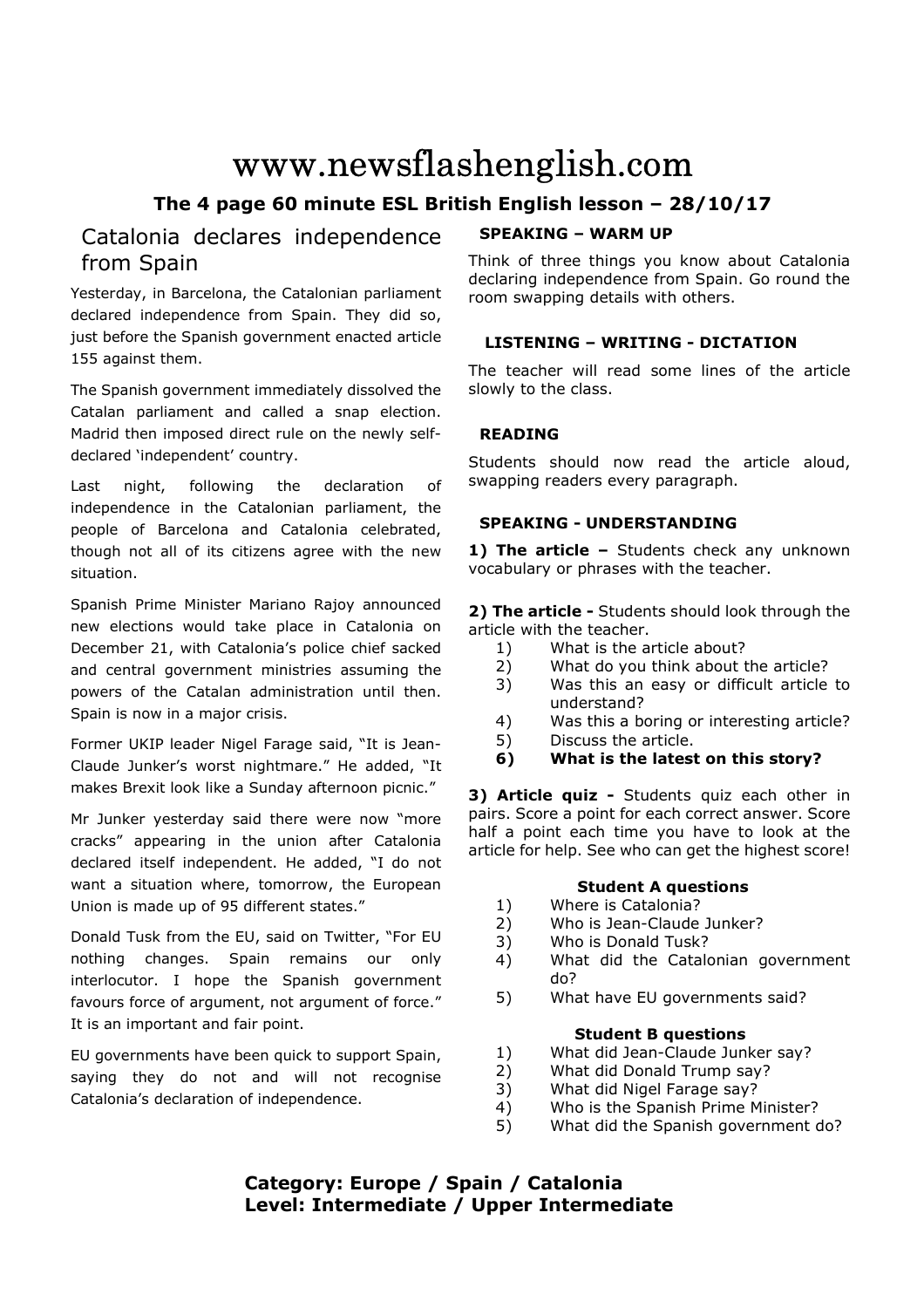# www.newsflashenglish.com

### The 4 page 60 minute ESL British English lesson – 28/10/17

## Catalonia declares independence from Spain

Yesterday, in Barcelona, the Catalonian parliament declared independence from Spain. They did so, just before the Spanish government enacted article 155 against them.

The Spanish government immediately dissolved the Catalan parliament and called a snap election. Madrid then imposed direct rule on the newly self-declared 'independent' country.

Last night, following the declaration of independence in the Catalonian parliament, the people of Barcelona and Catalonia celebrated, though not all of its citizens agree with the new situation.

Spanish Prime Minister Mariano Rajoy announced new elections would take place in Catalonia on December 21, with Catalonia's police chief sacked and central government ministries assuming the powers of the Catalan administration until then. Spain is now in a major crisis.

Former UKIP leader Nigel Farage said, "It is Jean-Claude Junker's worst nightmare." He added, "It makes Brexit look like a Sunday afternoon picnic."

Mr Junker yesterday said there were now "more cracks" appearing in the union after Catalonia declared itself independent. He added, "I do not want a situation where, tomorrow, the European Union is made up of 95 different states."

Donald Tusk from the EU, said on Twitter, "For EU nothing changes. Spain remains our only interlocutor. I hope the Spanish government favours force of argument, not argument of force." It is an important and fair point.

EU governments have been quick to support Spain, saying they do not and will not recognise Catalonia's declaration of independence.

### SPEAKING – WARM UP

Think of three things you know about Catalonia declaring independence from Spain. Go round the room swapping details with others.

### LISTENING – WRITING - DICTATION

The teacher will read some lines of the article slowly to the class.

### READING

Students should now read the article aloud, swapping readers every paragraph.

### SPEAKING - UNDERSTANDING

**1) The article –** Students check any unknown vocabulary or phrases with the teacher.

**2) The article -** Students should look through the article with the teacher.

1) What is the article about?
2) What do you think about the article?
3) Was this an easy or difficult article to understand?
4) Was this a boring or interesting article?
5) Discuss the article.
6) **What is the latest on this story?**

**3) Article quiz -** Students quiz each other in pairs. Score a point for each correct answer. Score half a point each time you have to look at the article for help. See who can get the highest score!

**Student A questions**

1) Where is Catalonia?
2) Who is Jean-Claude Junker?
3) Who is Donald Tusk?
4) What did the Catalonian government do?
5) What have EU governments said?

**Student B questions**

1) What did Jean-Claude Junker say?
2) What did Donald Trump say?
3) What did Nigel Farage say?
4) Who is the Spanish Prime Minister?
5) What did the Spanish government do?

**Category: Europe / Spain / Catalonia**
**Level: Intermediate / Upper Intermediate**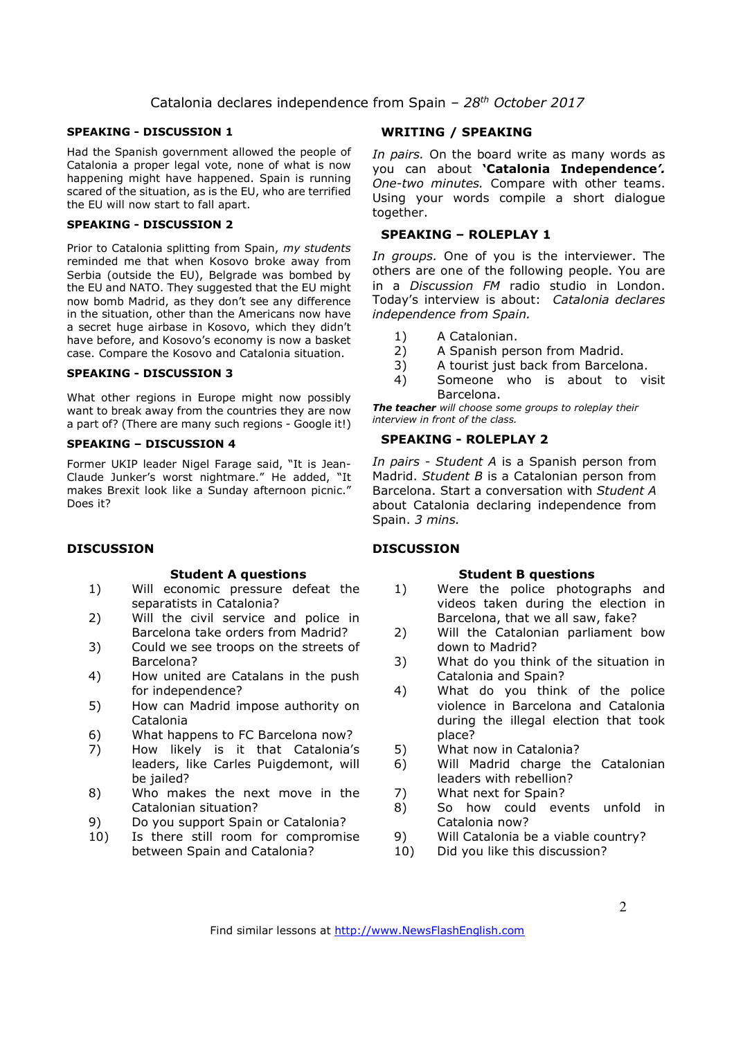# Catalonia declares independence from Spain – *28th October 2017*

### SPEAKING - DISCUSSION 1

Had the Spanish government allowed the people of Catalonia a proper legal vote, none of what is now happening might have happened. Spain is running scared of the situation, as is the EU, who are terrified the EU will now start to fall apart.

### SPEAKING - DISCUSSION 2

Prior to Catalonia splitting from Spain, *my students* reminded me that when Kosovo broke away from Serbia (outside the EU), Belgrade was bombed by the EU and NATO. They suggested that the EU might now bomb Madrid, as they don't see any difference in the situation, other than the Americans now have a secret huge airbase in Kosovo, which they didn't have before, and Kosovo's economy is now a basket case. Compare the Kosovo and Catalonia situation.

### SPEAKING - DISCUSSION 3

What other regions in Europe might now possibly want to break away from the countries they are now a part of? (There are many such regions - Google it!)

### SPEAKING – DISCUSSION 4

Former UKIP leader Nigel Farage said, "It is Jean-Claude Junker's worst nightmare." He added, "It makes Brexit look like a Sunday afternoon picnic." Does it?

### WRITING / SPEAKING

*In pairs.* On the board write as many words as you can about **'Catalonia Independence'.** *One-two minutes.* Compare with other teams. Using your words compile a short dialogue together.

### SPEAKING – ROLEPLAY 1

*In groups.* One of you is the interviewer. The others are one of the following people. You are in a *Discussion FM* radio studio in London. Today's interview is about: *Catalonia declares independence from Spain.*

1) A Catalonian.
2) A Spanish person from Madrid.
3) A tourist just back from Barcelona.
4) Someone who is about to visit Barcelona.

***The teacher** will choose some groups to roleplay their interview in front of the class.*

### SPEAKING - ROLEPLAY 2

*In pairs - Student A* is a Spanish person from Madrid. *Student B* is a Catalonian person from Barcelona. Start a conversation with *Student A* about Catalonia declaring independence from Spain. *3 mins.*

### DISCUSSION

**Student A questions**

1) Will economic pressure defeat the separatists in Catalonia?
2) Will the civil service and police in Barcelona take orders from Madrid?
3) Could we see troops on the streets of Barcelona?
4) How united are Catalans in the push for independence?
5) How can Madrid impose authority on Catalonia
6) What happens to FC Barcelona now?
7) How likely is it that Catalonia's leaders, like Carles Puigdemont, will be jailed?
8) Who makes the next move in the Catalonian situation?
9) Do you support Spain or Catalonia?
10) Is there still room for compromise between Spain and Catalonia?

### DISCUSSION

**Student B questions**

1) Were the police photographs and videos taken during the election in Barcelona, that we all saw, fake?
2) Will the Catalonian parliament bow down to Madrid?
3) What do you think of the situation in Catalonia and Spain?
4) What do you think of the police violence in Barcelona and Catalonia during the illegal election that took place?
5) What now in Catalonia?
6) Will Madrid charge the Catalonian leaders with rebellion?
7) What next for Spain?
8) So how could events unfold in Catalonia now?
9) Will Catalonia be a viable country?
10) Did you like this discussion?

Find similar lessons at http://www.NewsFlashEnglish.com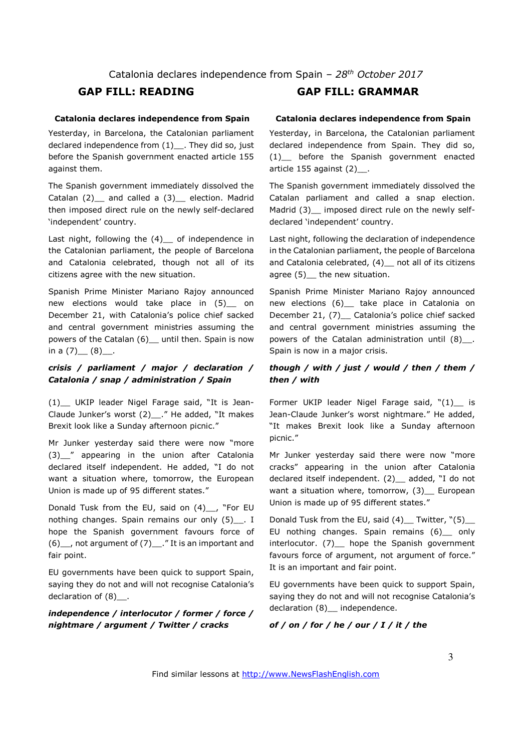Catalonia declares independence from Spain – *28th October 2017*

## GAP FILL: READING

**Catalonia declares independence from Spain**

Yesterday, in Barcelona, the Catalonian parliament declared independence from (1)__. They did so, just before the Spanish government enacted article 155 against them.

The Spanish government immediately dissolved the Catalan (2)__ and called a (3)__ election. Madrid then imposed direct rule on the newly self-declared 'independent' country.

Last night, following the (4)__ of independence in the Catalonian parliament, the people of Barcelona and Catalonia celebrated, though not all of its citizens agree with the new situation.

Spanish Prime Minister Mariano Rajoy announced new elections would take place in (5)__ on December 21, with Catalonia's police chief sacked and central government ministries assuming the powers of the Catalan (6)__ until then. Spain is now in a (7)__ (8)__.

***crisis / parliament / major / declaration / Catalonia / snap / administration / Spain***

(1)__ UKIP leader Nigel Farage said, "It is Jean-Claude Junker's worst (2)__." He added, "It makes Brexit look like a Sunday afternoon picnic."

Mr Junker yesterday said there were now "more (3)__" appearing in the union after Catalonia declared itself independent. He added, "I do not want a situation where, tomorrow, the European Union is made up of 95 different states."

Donald Tusk from the EU, said on (4)__, "For EU nothing changes. Spain remains our only (5)__. I hope the Spanish government favours force of (6)__, not argument of (7)__." It is an important and fair point.

EU governments have been quick to support Spain, saying they do not and will not recognise Catalonia's declaration of (8)__.

***independence / interlocutor / former / force / nightmare / argument / Twitter / cracks***

## GAP FILL: GRAMMAR

**Catalonia declares independence from Spain**

Yesterday, in Barcelona, the Catalonian parliament declared independence from Spain. They did so, (1)__ before the Spanish government enacted article 155 against (2)__.

The Spanish government immediately dissolved the Catalan parliament and called a snap election. Madrid (3)__ imposed direct rule on the newly self-declared 'independent' country.

Last night, following the declaration of independence in the Catalonian parliament, the people of Barcelona and Catalonia celebrated, (4)__ not all of its citizens agree (5)__ the new situation.

Spanish Prime Minister Mariano Rajoy announced new elections (6)__ take place in Catalonia on December 21, (7)__ Catalonia's police chief sacked and central government ministries assuming the powers of the Catalan administration until (8)__. Spain is now in a major crisis.

***though / with / just / would / then / them / then / with***

Former UKIP leader Nigel Farage said, "(1)__ is Jean-Claude Junker's worst nightmare." He added, "It makes Brexit look like a Sunday afternoon picnic."

Mr Junker yesterday said there were now "more cracks" appearing in the union after Catalonia declared itself independent. (2)__ added, "I do not want a situation where, tomorrow, (3)__ European Union is made up of 95 different states."

Donald Tusk from the EU, said (4)__ Twitter, "(5)__ EU nothing changes. Spain remains (6)__ only interlocutor. (7)__ hope the Spanish government favours force of argument, not argument of force." It is an important and fair point.

EU governments have been quick to support Spain, saying they do not and will not recognise Catalonia's declaration (8)__ independence.

***of / on / for / he / our / I / it / the***

Find similar lessons at http://www.NewsFlashEnglish.com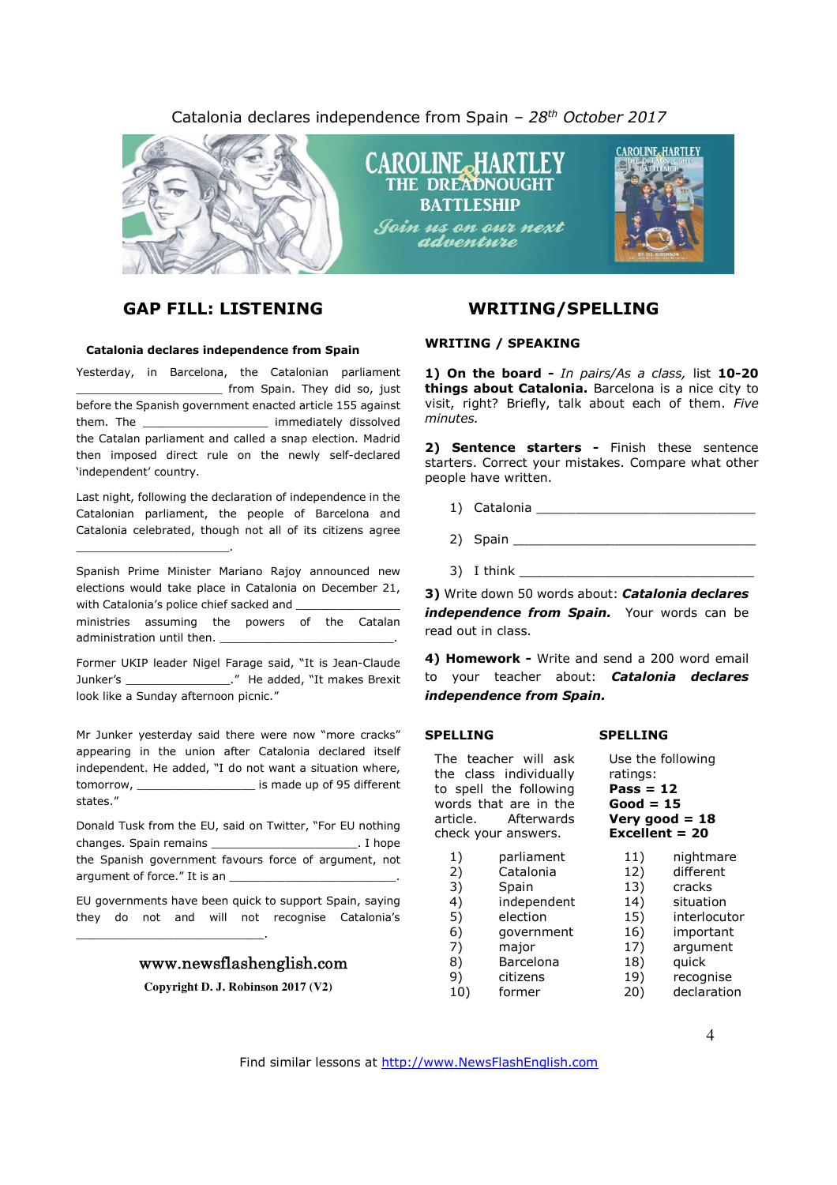Catalonia declares independence from Spain – *28th October 2017*

CAROLINE HARTLEY & THE DREADNOUGHT BATTLESHIP

*Join us on our next adventure*

## GAP FILL: LISTENING

**Catalonia declares independence from Spain**

Yesterday, in Barcelona, the Catalonian parliament ____________________ from Spain. They did so, just before the Spanish government enacted article 155 against them. The __________________ immediately dissolved the Catalan parliament and called a snap election. Madrid then imposed direct rule on the newly self-declared 'independent' country.

Last night, following the declaration of independence in the Catalonian parliament, the people of Barcelona and Catalonia celebrated, though not all of its citizens agree ______________________.

Spanish Prime Minister Mariano Rajoy announced new elections would take place in Catalonia on December 21, with Catalonia's police chief sacked and _______________ ministries assuming the powers of the Catalan administration until then. _________________________.

Former UKIP leader Nigel Farage said, "It is Jean-Claude Junker's _______________." He added, "It makes Brexit look like a Sunday afternoon picnic."

Mr Junker yesterday said there were now "more cracks" appearing in the union after Catalonia declared itself independent. He added, "I do not want a situation where, tomorrow, _________________ is made up of 95 different states."

Donald Tusk from the EU, said on Twitter, "For EU nothing changes. Spain remains ____________________. I hope the Spanish government favours force of argument, not argument of force." It is an _________________________.

EU governments have been quick to support Spain, saying they do not and will not recognise Catalonia's ____________________________.

www.newsflashenglish.com

Copyright D. J. Robinson 2017 (V2)

## WRITING/SPELLING

**WRITING / SPEAKING**

**1) On the board -** *In pairs/As a class,* list **10-20 things about Catalonia.** Barcelona is a nice city to visit, right? Briefly, talk about each of them. *Five minutes.*

**2) Sentence starters -** Finish these sentence starters. Correct your mistakes. Compare what other people have written.

1) Catalonia ______________________________
2) Spain __________________________________
3) I think _________________________________

**3)** Write down 50 words about: ***Catalonia declares independence from Spain.*** Your words can be read out in class.

**4) Homework -** Write and send a 200 word email to your teacher about: ***Catalonia declares independence from Spain.***

**SPELLING**

The teacher will ask the class individually to spell the following words that are in the article. Afterwards check your answers.

1) parliament
2) Catalonia
3) Spain
4) independent
5) election
6) government
7) major
8) Barcelona
9) citizens
10) former

**SPELLING**

Use the following ratings:
**Pass = 12**
**Good = 15**
**Very good = 18**
**Excellent = 20**

11) nightmare
12) different
13) cracks
14) situation
15) interlocutor
16) important
17) argument
18) quick
19) recognise
20) declaration

Find similar lessons at http://www.NewsFlashEnglish.com